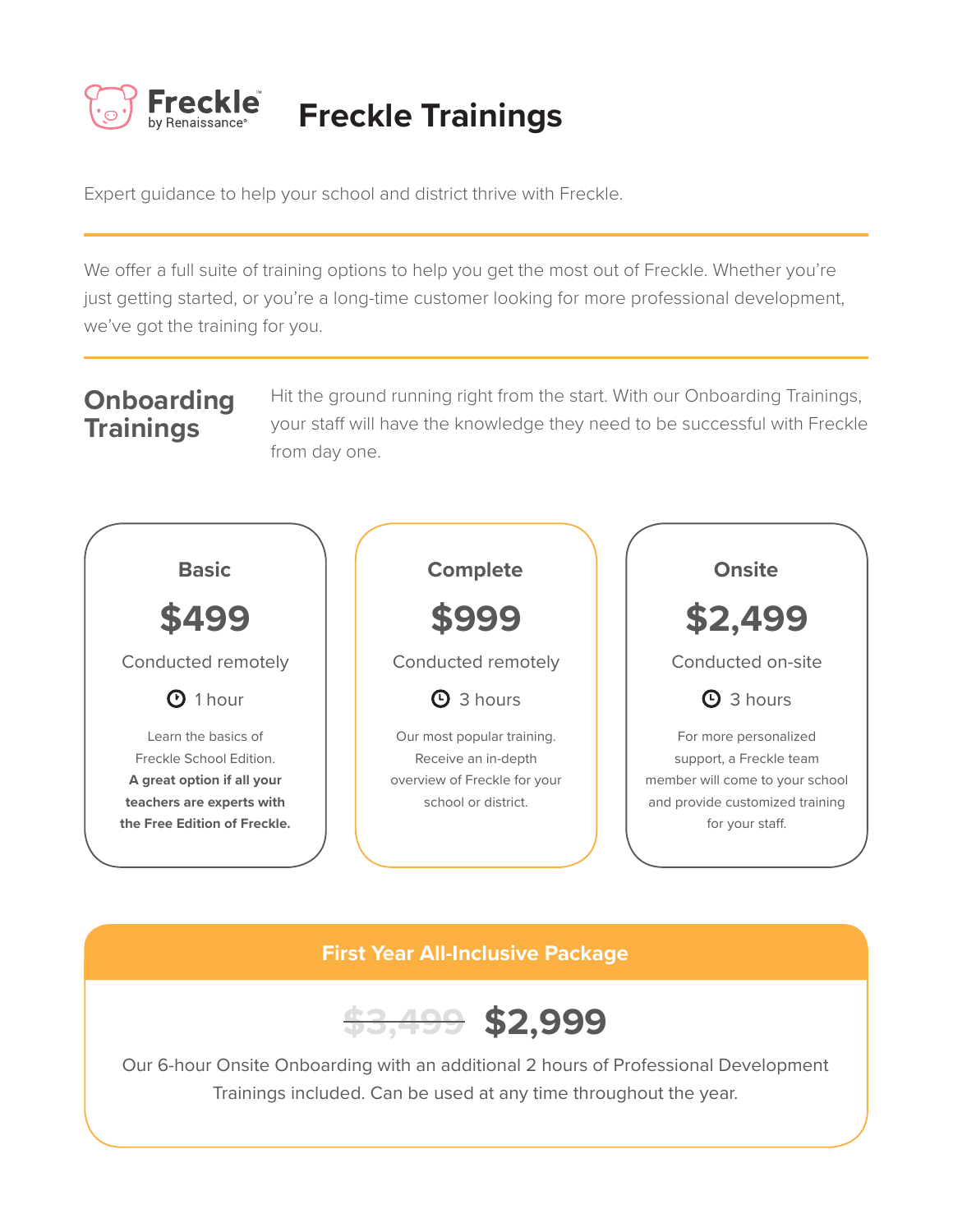Freckle™ by Renaissance®

# Freckle Trainings

Expert guidance to help your school and district thrive with Freckle.

---

We offer a full suite of training options to help you get the most out of Freckle. Whether you're just getting started, or you're a long-time customer looking for more professional development, we've got the training for you.

---

## Onboarding Trainings

Hit the ground running right from the start. With our Onboarding Trainings, your staff will have the knowledge they need to be successful with Freckle from day one.

### Basic

**$499**

Conducted remotely

1 hour

Learn the basics of Freckle School Edition. **A great option if all your teachers are experts with the Free Edition of Freckle.**

### Complete

**$999**

Conducted remotely

3 hours

Our most popular training. Receive an in-depth overview of Freckle for your school or district.

### Onsite

**$2,499**

Conducted on-site

3 hours

For more personalized support, a Freckle team member will come to your school and provide customized training for your staff.

### First Year All-Inclusive Package

~~$3,499~~ **$2,999**

Our 6-hour Onsite Onboarding with an additional 2 hours of Professional Development Trainings included. Can be used at any time throughout the year.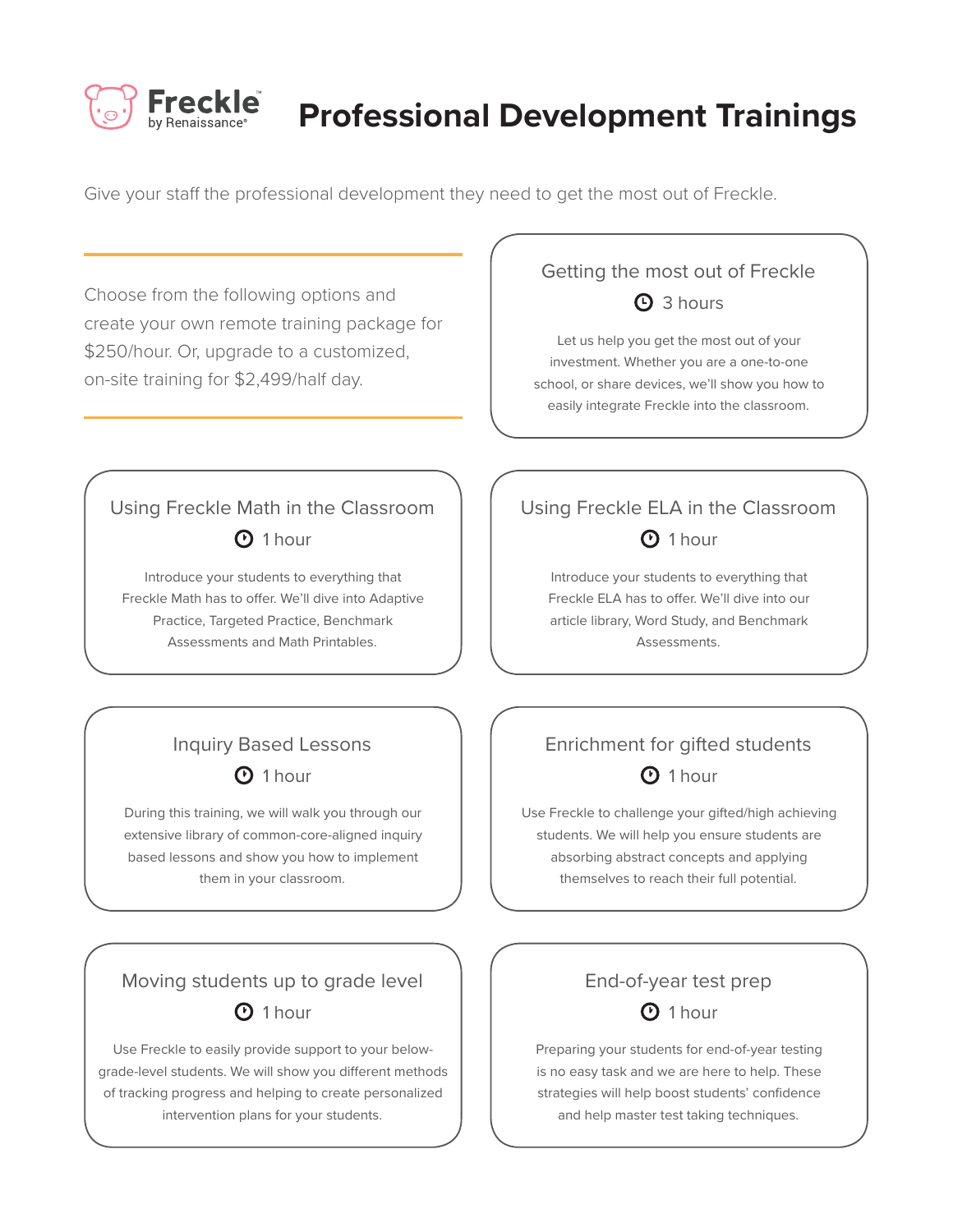Freckle by Renaissance

# Professional Development Trainings

Give your staff the professional development they need to get the most out of Freckle.

Choose from the following options and create your own remote training package for $250/hour. Or, upgrade to a customized, on-site training for $2,499/half day.

## Getting the most out of Freckle

3 hours

Let us help you get the most out of your investment. Whether you are a one-to-one school, or share devices, we'll show you how to easily integrate Freckle into the classroom.

## Using Freckle Math in the Classroom

1 hour

Introduce your students to everything that Freckle Math has to offer. We'll dive into Adaptive Practice, Targeted Practice, Benchmark Assessments and Math Printables.

## Using Freckle ELA in the Classroom

1 hour

Introduce your students to everything that Freckle ELA has to offer. We'll dive into our article library, Word Study, and Benchmark Assessments.

## Inquiry Based Lessons

1 hour

During this training, we will walk you through our extensive library of common-core-aligned inquiry based lessons and show you how to implement them in your classroom.

## Enrichment for gifted students

1 hour

Use Freckle to challenge your gifted/high achieving students. We will help you ensure students are absorbing abstract concepts and applying themselves to reach their full potential.

## Moving students up to grade level

1 hour

Use Freckle to easily provide support to your below-grade-level students. We will show you different methods of tracking progress and helping to create personalized intervention plans for your students.

## End-of-year test prep

1 hour

Preparing your students for end-of-year testing is no easy task and we are here to help. These strategies will help boost students' confidence and help master test taking techniques.